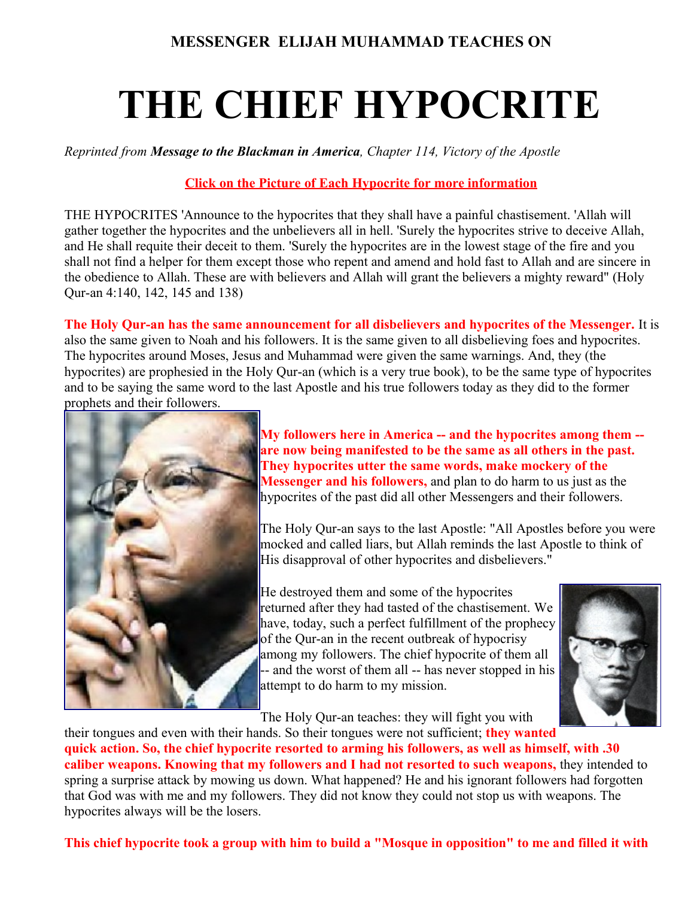**MESSENGER ELIJAH MUHAMMAD TEACHES ON**

# THE CHIEF HYPOCRITE

*Reprinted from **Message to the Blackman in America**, Chapter 114, Victory of the Apostle*

**Click on the Picture of Each Hypocrite for more information**

THE HYPOCRITES 'Announce to the hypocrites that they shall have a painful chastisement. 'Allah will gather together the hypocrites and the unbelievers all in hell. 'Surely the hypocrites strive to deceive Allah, and He shall requite their deceit to them. 'Surely the hypocrites are in the lowest stage of the fire and you shall not find a helper for them except those who repent and amend and hold fast to Allah and are sincere in the obedience to Allah. These are with believers and Allah will grant the believers a mighty reward" (Holy Qur-an 4:140, 142, 145 and 138)

**The Holy Qur-an has the same announcement for all disbelievers and hypocrites of the Messenger.** It is also the same given to Noah and his followers. It is the same given to all disbelieving foes and hypocrites. The hypocrites around Moses, Jesus and Muhammad were given the same warnings. And, they (the hypocrites) are prophesied in the Holy Qur-an (which is a very true book), to be the same type of hypocrites and to be saying the same word to the last Apostle and his true followers today as they did to the former prophets and their followers.

**My followers here in America -- and the hypocrites among them -- are now being manifested to be the same as all others in the past. They hypocrites utter the same words, make mockery of the Messenger and his followers,** and plan to do harm to us just as the hypocrites of the past did all other Messengers and their followers.

The Holy Qur-an says to the last Apostle: "All Apostles before you were mocked and called liars, but Allah reminds the last Apostle to think of His disapproval of other hypocrites and disbelievers."

He destroyed them and some of the hypocrites returned after they had tasted of the chastisement. We have, today, such a perfect fulfillment of the prophecy of the Qur-an in the recent outbreak of hypocrisy among my followers. The chief hypocrite of them all -- and the worst of them all -- has never stopped in his attempt to do harm to my mission.

The Holy Qur-an teaches: they will fight you with their tongues and even with their hands. So their tongues were not sufficient; **they wanted quick action. So, the chief hypocrite resorted to arming his followers, as well as himself, with .30 caliber weapons. Knowing that my followers and I had not resorted to such weapons,** they intended to spring a surprise attack by mowing us down. What happened? He and his ignorant followers had forgotten that God was with me and my followers. They did not know they could not stop us with weapons. The hypocrites always will be the losers.

**This chief hypocrite took a group with him to build a "Mosque in opposition" to me and filled it with**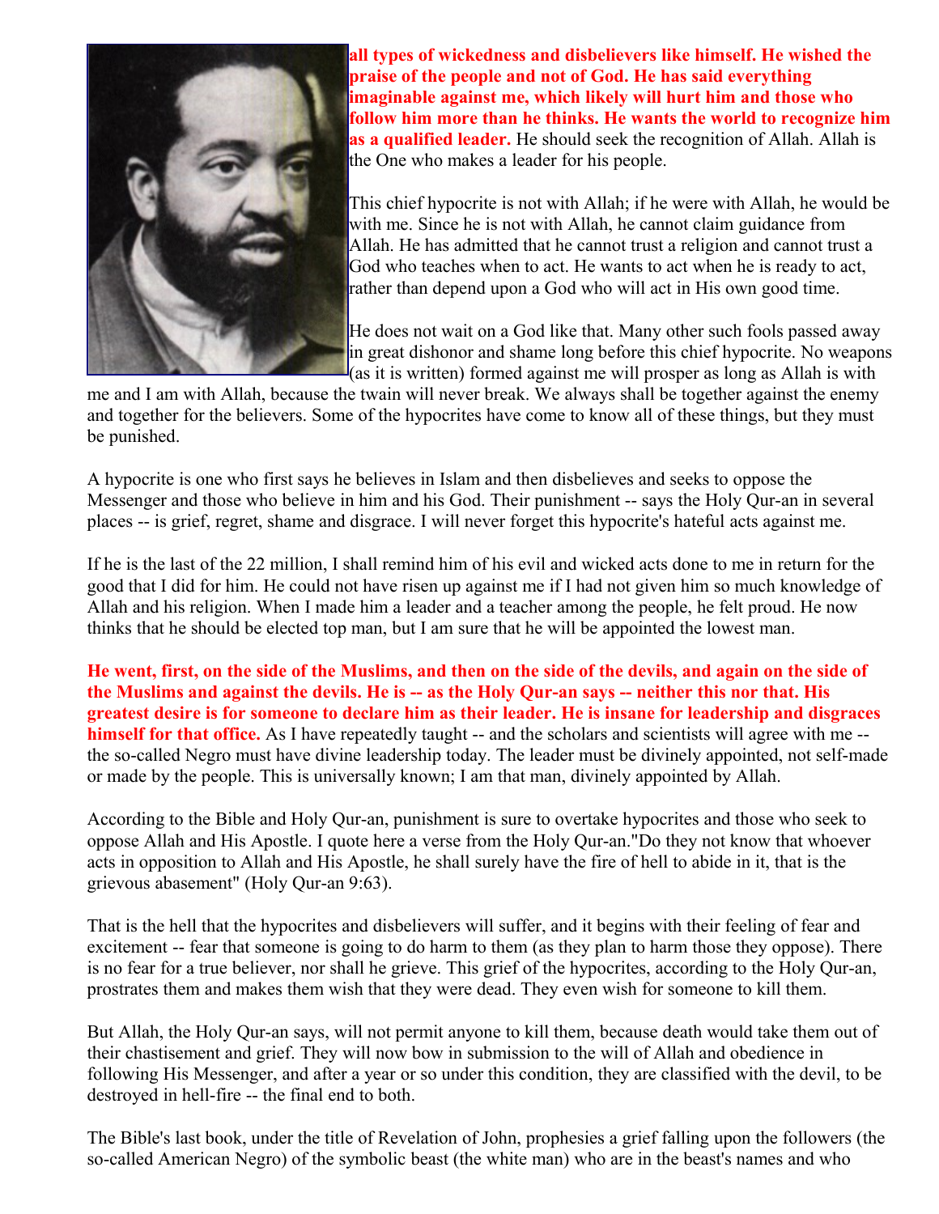**all types of wickedness and disbelievers like himself. He wished the praise of the people and not of God. He has said everything imaginable against me, which likely will hurt him and those who follow him more than he thinks. He wants the world to recognize him as a qualified leader.** He should seek the recognition of Allah. Allah is the One who makes a leader for his people.

This chief hypocrite is not with Allah; if he were with Allah, he would be with me. Since he is not with Allah, he cannot claim guidance from Allah. He has admitted that he cannot trust a religion and cannot trust a God who teaches when to act. He wants to act when he is ready to act, rather than depend upon a God who will act in His own good time.

He does not wait on a God like that. Many other such fools passed away in great dishonor and shame long before this chief hypocrite. No weapons (as it is written) formed against me will prosper as long as Allah is with me and I am with Allah, because the twain will never break. We always shall be together against the enemy and together for the believers. Some of the hypocrites have come to know all of these things, but they must be punished.

A hypocrite is one who first says he believes in Islam and then disbelieves and seeks to oppose the Messenger and those who believe in him and his God. Their punishment -- says the Holy Qur-an in several places -- is grief, regret, shame and disgrace. I will never forget this hypocrite's hateful acts against me.

If he is the last of the 22 million, I shall remind him of his evil and wicked acts done to me in return for the good that I did for him. He could not have risen up against me if I had not given him so much knowledge of Allah and his religion. When I made him a leader and a teacher among the people, he felt proud. He now thinks that he should be elected top man, but I am sure that he will be appointed the lowest man.

**He went, first, on the side of the Muslims, and then on the side of the devils, and again on the side of the Muslims and against the devils. He is -- as the Holy Qur-an says -- neither this nor that. His greatest desire is for someone to declare him as their leader. He is insane for leadership and disgraces himself for that office.** As I have repeatedly taught -- and the scholars and scientists will agree with me -- the so-called Negro must have divine leadership today. The leader must be divinely appointed, not self-made or made by the people. This is universally known; I am that man, divinely appointed by Allah.

According to the Bible and Holy Qur-an, punishment is sure to overtake hypocrites and those who seek to oppose Allah and His Apostle. I quote here a verse from the Holy Qur-an."Do they not know that whoever acts in opposition to Allah and His Apostle, he shall surely have the fire of hell to abide in it, that is the grievous abasement" (Holy Qur-an 9:63).

That is the hell that the hypocrites and disbelievers will suffer, and it begins with their feeling of fear and excitement -- fear that someone is going to do harm to them (as they plan to harm those they oppose). There is no fear for a true believer, nor shall he grieve. This grief of the hypocrites, according to the Holy Qur-an, prostrates them and makes them wish that they were dead. They even wish for someone to kill them.

But Allah, the Holy Qur-an says, will not permit anyone to kill them, because death would take them out of their chastisement and grief. They will now bow in submission to the will of Allah and obedience in following His Messenger, and after a year or so under this condition, they are classified with the devil, to be destroyed in hell-fire -- the final end to both.

The Bible's last book, under the title of Revelation of John, prophesies a grief falling upon the followers (the so-called American Negro) of the symbolic beast (the white man) who are in the beast's names and who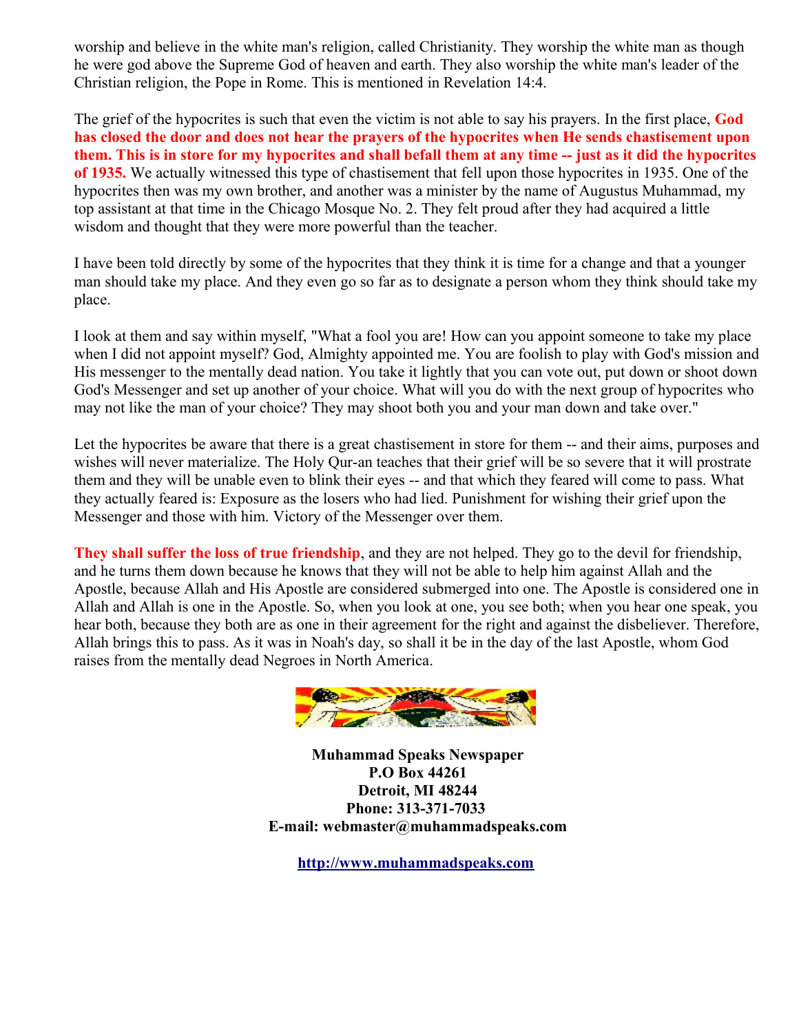worship and believe in the white man's religion, called Christianity. They worship the white man as though he were god above the Supreme God of heaven and earth. They also worship the white man's leader of the Christian religion, the Pope in Rome. This is mentioned in Revelation 14:4.

The grief of the hypocrites is such that even the victim is not able to say his prayers. In the first place, **God has closed the door and does not hear the prayers of the hypocrites when He sends chastisement upon them. This is in store for my hypocrites and shall befall them at any time -- just as it did the hypocrites of 1935.** We actually witnessed this type of chastisement that fell upon those hypocrites in 1935. One of the hypocrites then was my own brother, and another was a minister by the name of Augustus Muhammad, my top assistant at that time in the Chicago Mosque No. 2. They felt proud after they had acquired a little wisdom and thought that they were more powerful than the teacher.

I have been told directly by some of the hypocrites that they think it is time for a change and that a younger man should take my place. And they even go so far as to designate a person whom they think should take my place.

I look at them and say within myself, "What a fool you are! How can you appoint someone to take my place when I did not appoint myself? God, Almighty appointed me. You are foolish to play with God's mission and His messenger to the mentally dead nation. You take it lightly that you can vote out, put down or shoot down God's Messenger and set up another of your choice. What will you do with the next group of hypocrites who may not like the man of your choice? They may shoot both you and your man down and take over."

Let the hypocrites be aware that there is a great chastisement in store for them -- and their aims, purposes and wishes will never materialize. The Holy Qur-an teaches that their grief will be so severe that it will prostrate them and they will be unable even to blink their eyes -- and that which they feared will come to pass. What they actually feared is: Exposure as the losers who had lied. Punishment for wishing their grief upon the Messenger and those with him. Victory of the Messenger over them.

**They shall suffer the loss of true friendship**, and they are not helped. They go to the devil for friendship, and he turns them down because he knows that they will not be able to help him against Allah and the Apostle, because Allah and His Apostle are considered submerged into one. The Apostle is considered one in Allah and Allah is one in the Apostle. So, when you look at one, you see both; when you hear one speak, you hear both, because they both are as one in their agreement for the right and against the disbeliever. Therefore, Allah brings this to pass. As it was in Noah's day, so shall it be in the day of the last Apostle, whom God raises from the mentally dead Negroes in North America.

**Muhammad Speaks Newspaper**
**P.O Box 44261**
**Detroit, MI 48244**
**Phone: 313-371-7033**
**E-mail: webmaster@muhammadspeaks.com**

**http://www.muhammadspeaks.com**